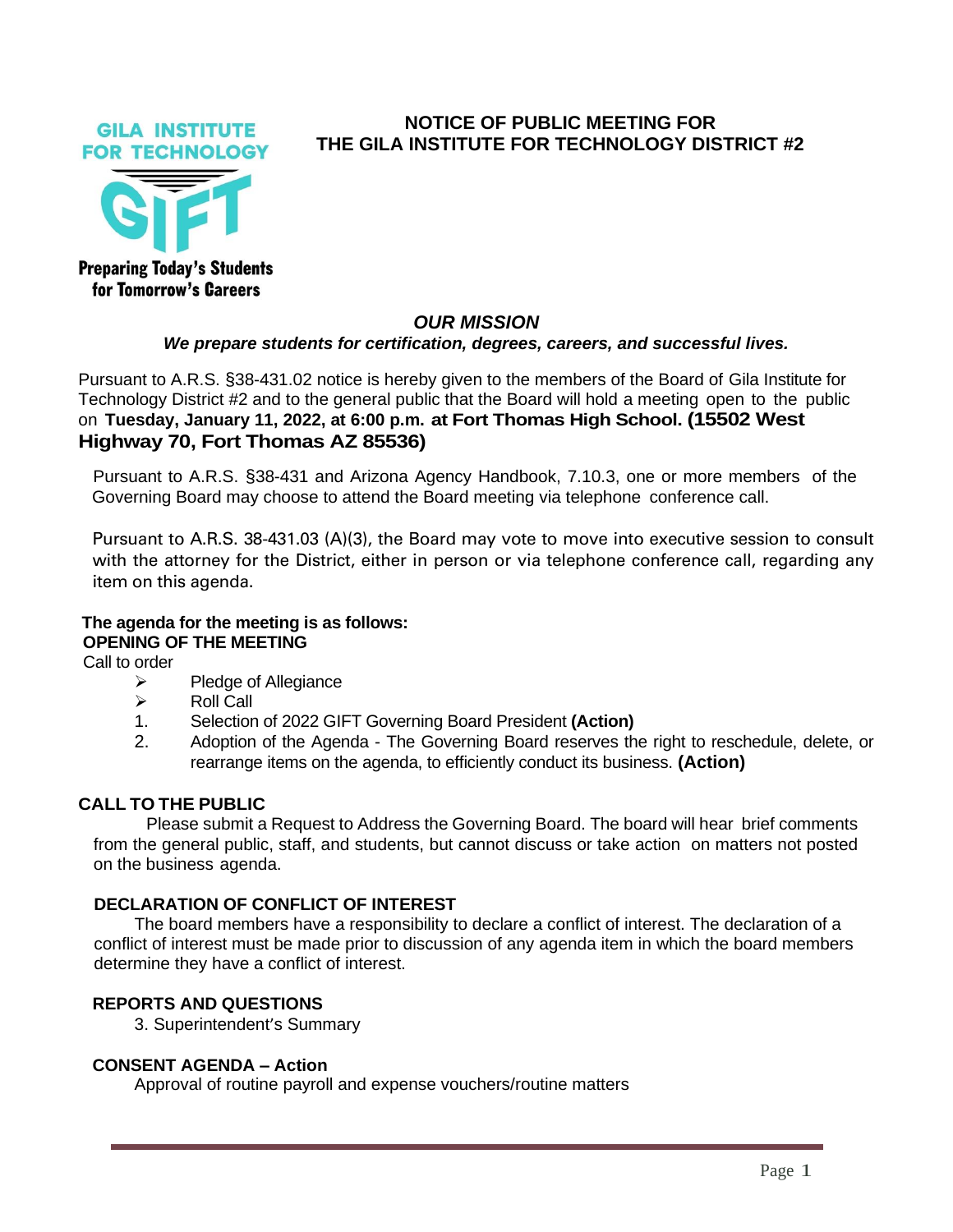GILA INSTITUTE FOR TECHNOLOGY

GIFT

Preparing Today's Students for Tomorrow's Careers

# NOTICE OF PUBLIC MEETING FOR THE GILA INSTITUTE FOR TECHNOLOGY DISTRICT #2

***OUR MISSION***

***We prepare students for certification, degrees, careers, and successful lives.***

Pursuant to A.R.S. §38-431.02 notice is hereby given to the members of the Board of Gila Institute for Technology District #2 and to the general public that the Board will hold a meeting open to the public on **Tuesday, January 11, 2022, at 6:00 p.m. at Fort Thomas High School. (15502 West Highway 70, Fort Thomas AZ 85536)**

Pursuant to A.R.S. §38-431 and Arizona Agency Handbook, 7.10.3, one or more members of the Governing Board may choose to attend the Board meeting via telephone conference call.

Pursuant to A.R.S. 38-431.03 (A)(3), the Board may vote to move into executive session to consult with the attorney for the District, either in person or via telephone conference call, regarding any item on this agenda.

**The agenda for the meeting is as follows:**

**OPENING OF THE MEETING**

Call to order

- Pledge of Allegiance
- Roll Call

1. Selection of 2022 GIFT Governing Board President **(Action)**
2. Adoption of the Agenda - The Governing Board reserves the right to reschedule, delete, or rearrange items on the agenda, to efficiently conduct its business. **(Action)**

**CALL TO THE PUBLIC**

Please submit a Request to Address the Governing Board. The board will hear brief comments from the general public, staff, and students, but cannot discuss or take action on matters not posted on the business agenda.

**DECLARATION OF CONFLICT OF INTEREST**

The board members have a responsibility to declare a conflict of interest. The declaration of a conflict of interest must be made prior to discussion of any agenda item in which the board members determine they have a conflict of interest.

**REPORTS AND QUESTIONS**

3. Superintendent's Summary

**CONSENT AGENDA – Action**

Approval of routine payroll and expense vouchers/routine matters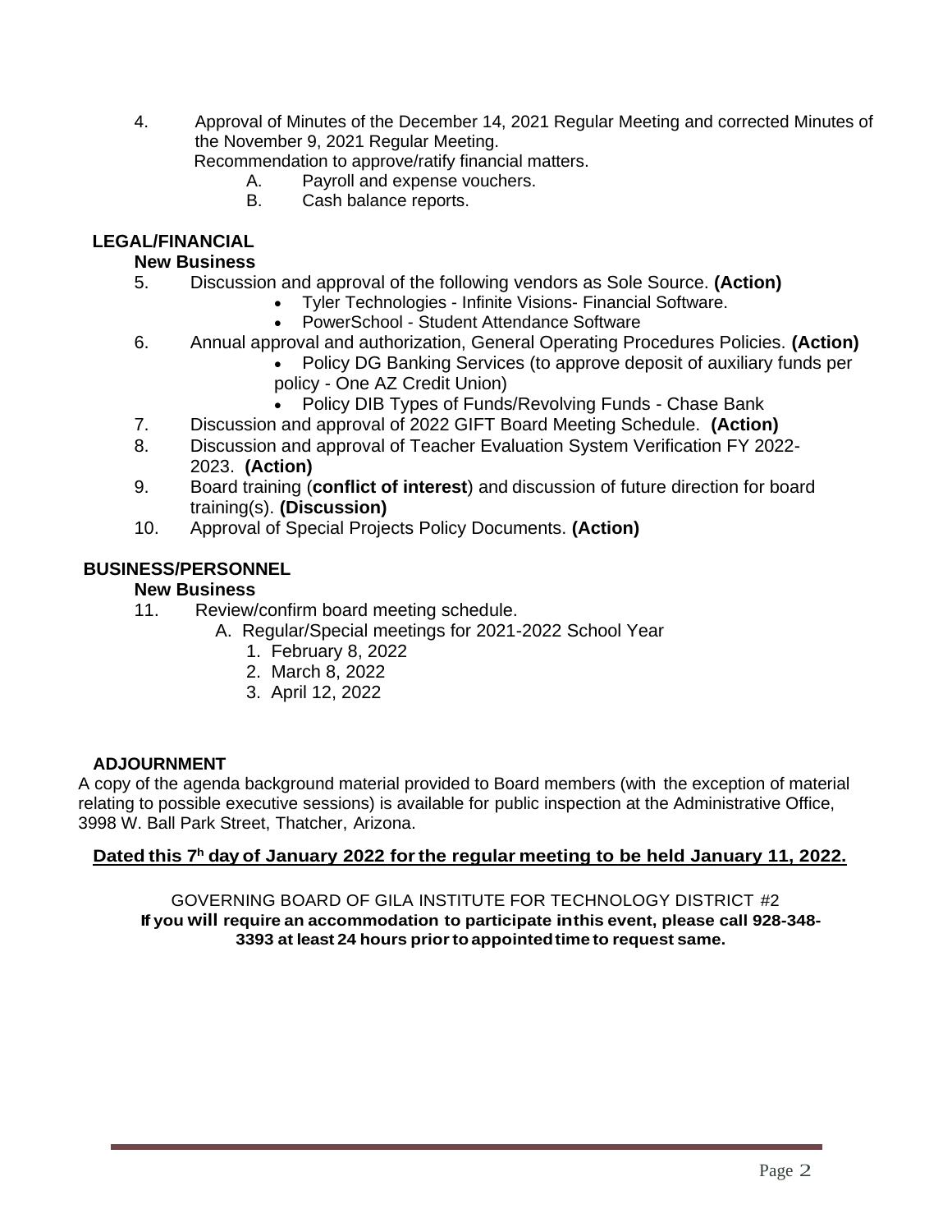4. Approval of Minutes of the December 14, 2021 Regular Meeting and corrected Minutes of the November 9, 2021 Regular Meeting.
   Recommendation to approve/ratify financial matters.
   A. Payroll and expense vouchers.
   B. Cash balance reports.

## LEGAL/FINANCIAL

### New Business

5. Discussion and approval of the following vendors as Sole Source. **(Action)**
   - Tyler Technologies - Infinite Visions- Financial Software.
   - PowerSchool - Student Attendance Software
6. Annual approval and authorization, General Operating Procedures Policies. **(Action)**
   - Policy DG Banking Services (to approve deposit of auxiliary funds per policy - One AZ Credit Union)
   - Policy DIB Types of Funds/Revolving Funds - Chase Bank
7. Discussion and approval of 2022 GIFT Board Meeting Schedule. **(Action)**
8. Discussion and approval of Teacher Evaluation System Verification FY 2022-2023. **(Action)**
9. Board training (**conflict of interest**) and discussion of future direction for board training(s). **(Discussion)**
10. Approval of Special Projects Policy Documents. **(Action)**

## BUSINESS/PERSONNEL

### New Business

11. Review/confirm board meeting schedule.
    A. Regular/Special meetings for 2021-2022 School Year
       1. February 8, 2022
       2. March 8, 2022
       3. April 12, 2022

## ADJOURNMENT

A copy of the agenda background material provided to Board members (with the exception of material relating to possible executive sessions) is available for public inspection at the Administrative Office, 3998 W. Ball Park Street, Thatcher, Arizona.

**Dated this 7h day of January 2022 for the regular meeting to be held January 11, 2022.**

GOVERNING BOARD OF GILA INSTITUTE FOR TECHNOLOGY DISTRICT #2

**If you will require an accommodation to participate in this event, please call 928-348-3393 at least 24 hours prior to appointed time to request same.**